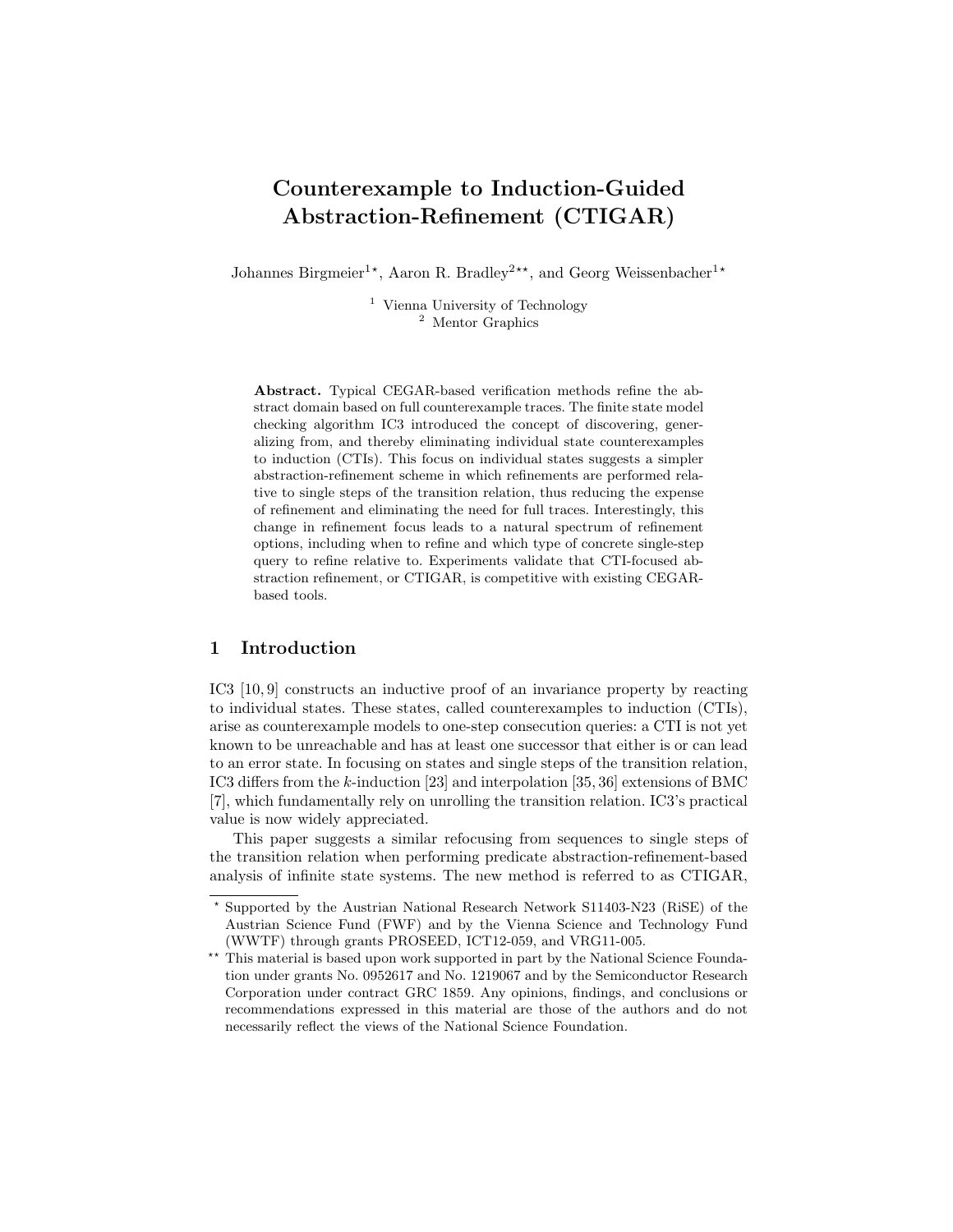# Counterexample to Induction-Guided Abstraction-Refinement (CTIGAR)

Johannes Birgmeier[1*], Aaron R. Bradley[2**], and Georg Weissenbacher[1*]

[1] Vienna University of Technology
[2] Mentor Graphics

**Abstract.** Typical CEGAR-based verification methods refine the abstract domain based on full counterexample traces. The finite state model checking algorithm IC3 introduced the concept of discovering, generalizing from, and thereby eliminating individual state counterexamples to induction (CTIs). This focus on individual states suggests a simpler abstraction-refinement scheme in which refinements are performed relative to single steps of the transition relation, thus reducing the expense of refinement and eliminating the need for full traces. Interestingly, this change in refinement focus leads to a natural spectrum of refinement options, including when to refine and which type of concrete single-step query to refine relative to. Experiments validate that CTI-focused abstraction refinement, or CTIGAR, is competitive with existing CEGAR-based tools.

## 1 Introduction

IC3 [10, 9] constructs an inductive proof of an invariance property by reacting to individual states. These states, called counterexamples to induction (CTIs), arise as counterexample models to one-step consecution queries: a CTI is not yet known to be unreachable and has at least one successor that either is or can lead to an error state. In focusing on states and single steps of the transition relation, IC3 differs from the $k$-induction [23] and interpolation [35, 36] extensions of BMC [7], which fundamentally rely on unrolling the transition relation. IC3's practical value is now widely appreciated.

This paper suggests a similar refocusing from sequences to single steps of the transition relation when performing predicate abstraction-refinement-based analysis of infinite state systems. The new method is referred to as CTIGAR,

---

* Supported by the Austrian National Research Network S11403-N23 (RiSE) of the Austrian Science Fund (FWF) and by the Vienna Science and Technology Fund (WWTF) through grants PROSEED, ICT12-059, and VRG11-005.

** This material is based upon work supported in part by the National Science Foundation under grants No. 0952617 and No. 1219067 and by the Semiconductor Research Corporation under contract GRC 1859. Any opinions, findings, and conclusions or recommendations expressed in this material are those of the authors and do not necessarily reflect the views of the National Science Foundation.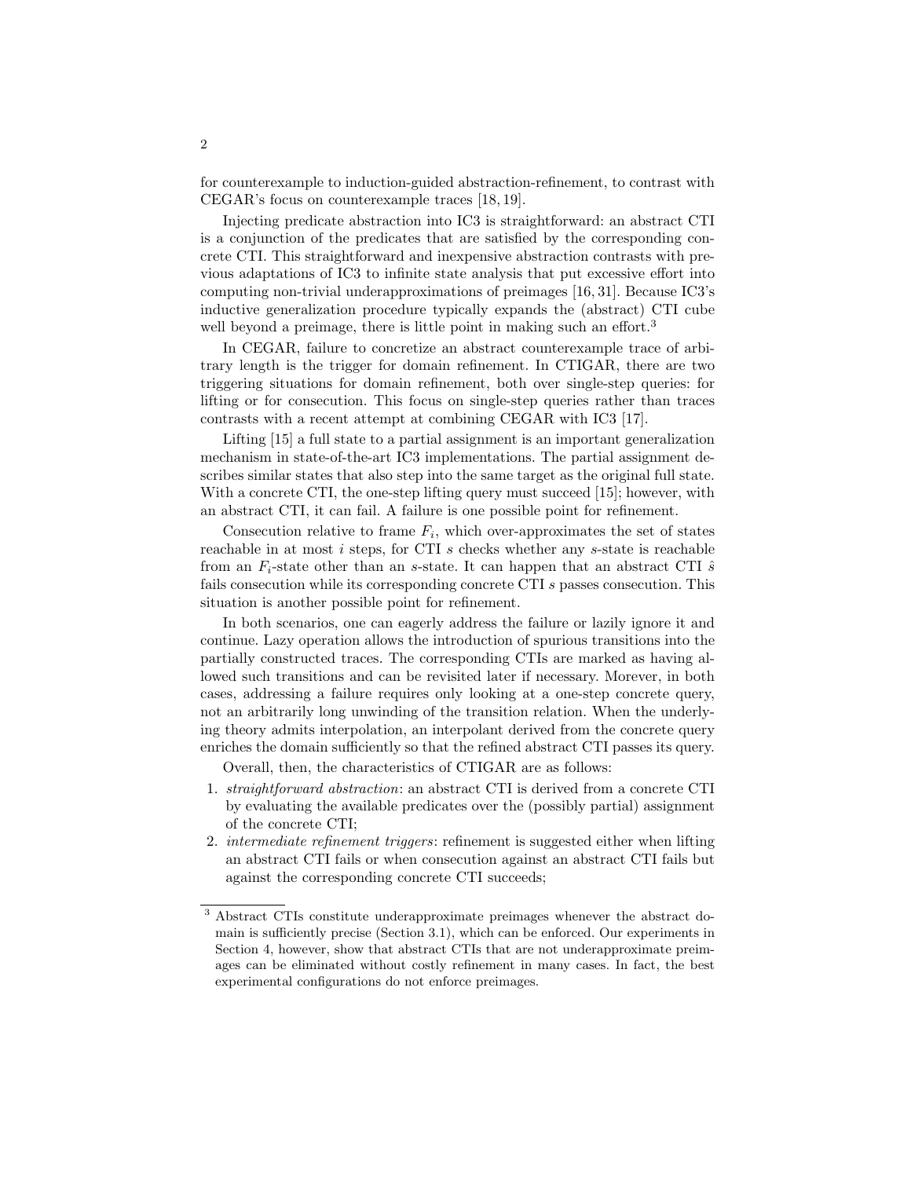for counterexample to induction-guided abstraction-refinement, to contrast with CEGAR's focus on counterexample traces [18, 19].

Injecting predicate abstraction into IC3 is straightforward: an abstract CTI is a conjunction of the predicates that are satisfied by the corresponding concrete CTI. This straightforward and inexpensive abstraction contrasts with previous adaptations of IC3 to infinite state analysis that put excessive effort into computing non-trivial underapproximations of preimages [16, 31]. Because IC3's inductive generalization procedure typically expands the (abstract) CTI cube well beyond a preimage, there is little point in making such an effort.[3]

In CEGAR, failure to concretize an abstract counterexample trace of arbitrary length is the trigger for domain refinement. In CTIGAR, there are two triggering situations for domain refinement, both over single-step queries: for lifting or for consecution. This focus on single-step queries rather than traces contrasts with a recent attempt at combining CEGAR with IC3 [17].

Lifting [15] a full state to a partial assignment is an important generalization mechanism in state-of-the-art IC3 implementations. The partial assignment describes similar states that also step into the same target as the original full state. With a concrete CTI, the one-step lifting query must succeed [15]; however, with an abstract CTI, it can fail. A failure is one possible point for refinement.

Consecution relative to frame $F_i$, which over-approximates the set of states reachable in at most $i$ steps, for CTI $s$ checks whether any $s$-state is reachable from an $F_i$-state other than an $s$-state. It can happen that an abstract CTI $\hat{s}$ fails consecution while its corresponding concrete CTI $s$ passes consecution. This situation is another possible point for refinement.

In both scenarios, one can eagerly address the failure or lazily ignore it and continue. Lazy operation allows the introduction of spurious transitions into the partially constructed traces. The corresponding CTIs are marked as having allowed such transitions and can be revisited later if necessary. Morever, in both cases, addressing a failure requires only looking at a one-step concrete query, not an arbitrarily long unwinding of the transition relation. When the underlying theory admits interpolation, an interpolant derived from the concrete query enriches the domain sufficiently so that the refined abstract CTI passes its query.

Overall, then, the characteristics of CTIGAR are as follows:

1. *straightforward abstraction*: an abstract CTI is derived from a concrete CTI by evaluating the available predicates over the (possibly partial) assignment of the concrete CTI;
2. *intermediate refinement triggers*: refinement is suggested either when lifting an abstract CTI fails or when consecution against an abstract CTI fails but against the corresponding concrete CTI succeeds;

---

[3] Abstract CTIs constitute underapproximate preimages whenever the abstract domain is sufficiently precise (Section 3.1), which can be enforced. Our experiments in Section 4, however, show that abstract CTIs that are not underapproximate preimages can be eliminated without costly refinement in many cases. In fact, the best experimental configurations do not enforce preimages.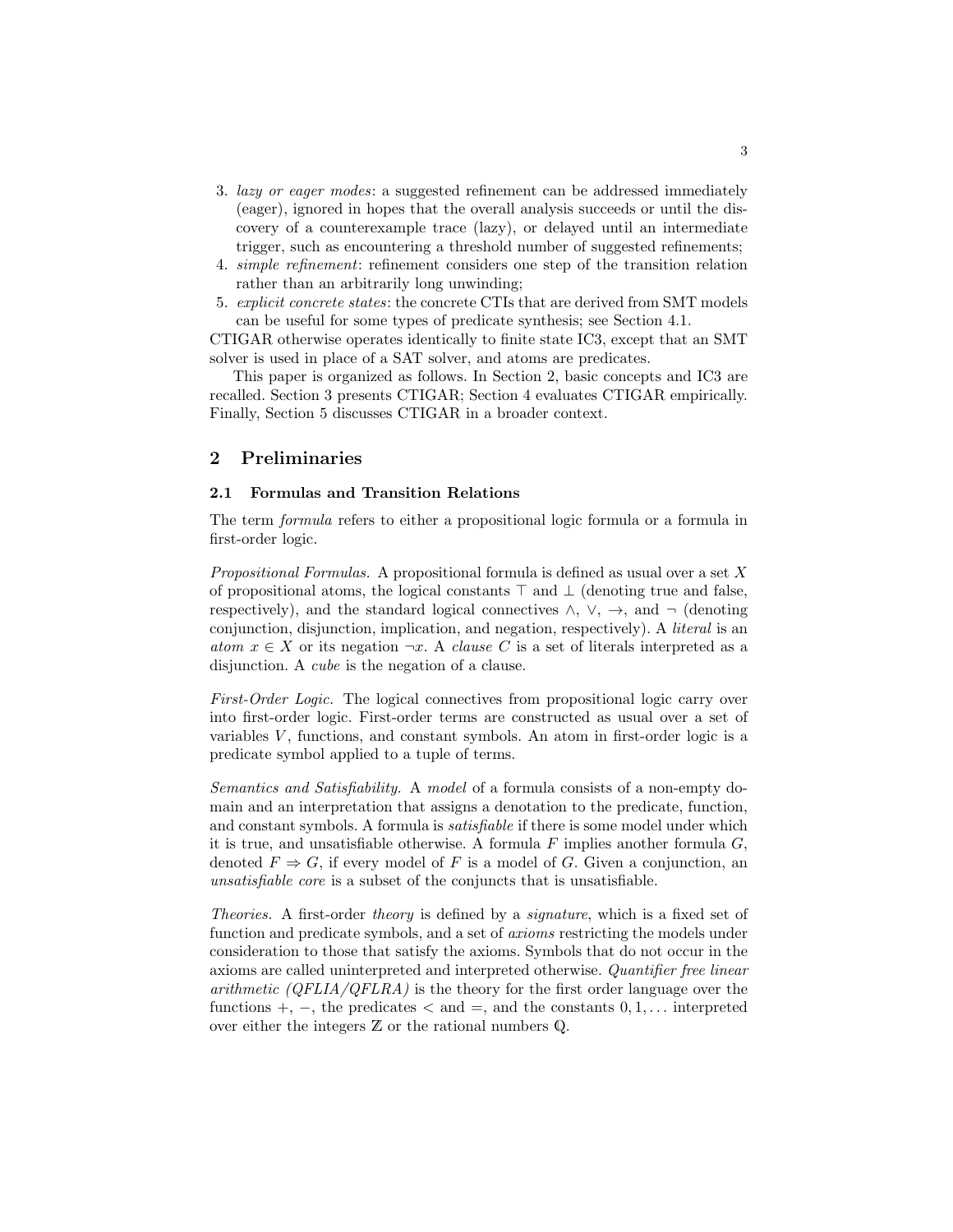3. *lazy or eager modes*: a suggested refinement can be addressed immediately (eager), ignored in hopes that the overall analysis succeeds or until the discovery of a counterexample trace (lazy), or delayed until an intermediate trigger, such as encountering a threshold number of suggested refinements;
4. *simple refinement*: refinement considers one step of the transition relation rather than an arbitrarily long unwinding;
5. *explicit concrete states*: the concrete CTIs that are derived from SMT models can be useful for some types of predicate synthesis; see Section 4.1.

CTIGAR otherwise operates identically to finite state IC3, except that an SMT solver is used in place of a SAT solver, and atoms are predicates.

This paper is organized as follows. In Section 2, basic concepts and IC3 are recalled. Section 3 presents CTIGAR; Section 4 evaluates CTIGAR empirically. Finally, Section 5 discusses CTIGAR in a broader context.

## 2 Preliminaries

### 2.1 Formulas and Transition Relations

The term *formula* refers to either a propositional logic formula or a formula in first-order logic.

*Propositional Formulas.* A propositional formula is defined as usual over a set $X$ of propositional atoms, the logical constants $\top$ and $\bot$ (denoting true and false, respectively), and the standard logical connectives $\wedge$, $\vee$, $\rightarrow$, and $\neg$ (denoting conjunction, disjunction, implication, and negation, respectively). A *literal* is an *atom* $x \in X$ or its negation $\neg x$. A *clause* $C$ is a set of literals interpreted as a disjunction. A *cube* is the negation of a clause.

*First-Order Logic.* The logical connectives from propositional logic carry over into first-order logic. First-order terms are constructed as usual over a set of variables $V$, functions, and constant symbols. An atom in first-order logic is a predicate symbol applied to a tuple of terms.

*Semantics and Satisfiability.* A *model* of a formula consists of a non-empty domain and an interpretation that assigns a denotation to the predicate, function, and constant symbols. A formula is *satisfiable* if there is some model under which it is true, and unsatisfiable otherwise. A formula $F$ implies another formula $G$, denoted $F \Rightarrow G$, if every model of $F$ is a model of $G$. Given a conjunction, an *unsatisfiable core* is a subset of the conjuncts that is unsatisfiable.

*Theories.* A first-order *theory* is defined by a *signature*, which is a fixed set of function and predicate symbols, and a set of *axioms* restricting the models under consideration to those that satisfy the axioms. Symbols that do not occur in the axioms are called uninterpreted and interpreted otherwise. *Quantifier free linear arithmetic (QFLIA/QFLRA)* is the theory for the first order language over the functions $+$, $-$, the predicates $<$ and $=$, and the constants $0, 1, \ldots$ interpreted over either the integers $\mathbb{Z}$ or the rational numbers $\mathbb{Q}$.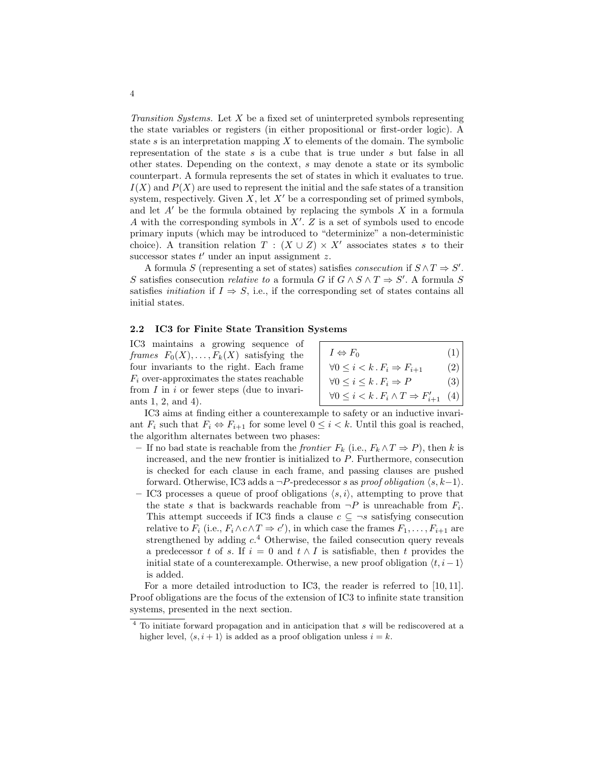*Transition Systems.* Let $X$ be a fixed set of uninterpreted symbols representing the state variables or registers (in either propositional or first-order logic). A state $s$ is an interpretation mapping $X$ to elements of the domain. The symbolic representation of the state $s$ is a cube that is true under $s$ but false in all other states. Depending on the context, $s$ may denote a state or its symbolic counterpart. A formula represents the set of states in which it evaluates to true. $I(X)$ and $P(X)$ are used to represent the initial and the safe states of a transition system, respectively. Given $X$, let $X'$ be a corresponding set of primed symbols, and let $A'$ be the formula obtained by replacing the symbols $X$ in a formula $A$ with the corresponding symbols in $X'$. $Z$ is a set of symbols used to encode primary inputs (which may be introduced to "determinize" a non-deterministic choice). A transition relation $T : (X \cup Z) \times X'$ associates states $s$ to their successor states $t'$ under an input assignment $z$.

A formula $S$ (representing a set of states) satisfies *consecution* if $S \wedge T \Rightarrow S'$. $S$ satisfies consecution *relative to* a formula $G$ if $G \wedge S \wedge T \Rightarrow S'$. A formula $S$ satisfies *initiation* if $I \Rightarrow S$, i.e., if the corresponding set of states contains all initial states.

### 2.2 IC3 for Finite State Transition Systems

IC3 maintains a growing sequence of *frames* $F_0(X), \ldots, F_k(X)$ satisfying the four invariants to the right. Each frame $F_i$ over-approximates the states reachable from $I$ in $i$ or fewer steps (due to invariants 1, 2, and 4).

$$I \Leftrightarrow F_0 \quad (1)$$

$$\forall 0 \leq i < k \,.\, F_i \Rightarrow F_{i+1} \quad (2)$$

$$\forall 0 \leq i \leq k \,.\, F_i \Rightarrow P \quad (3)$$

$$\forall 0 \leq i < k \,.\, F_i \wedge T \Rightarrow F'_{i+1} \quad (4)$$

IC3 aims at finding either a counterexample to safety or an inductive invariant $F_i$ such that $F_i \Leftrightarrow F_{i+1}$ for some level $0 \leq i < k$. Until this goal is reached, the algorithm alternates between two phases:

- If no bad state is reachable from the *frontier* $F_k$ (i.e., $F_k \wedge T \Rightarrow P$), then $k$ is increased, and the new frontier is initialized to $P$. Furthermore, consecution is checked for each clause in each frame, and passing clauses are pushed forward. Otherwise, IC3 adds a $\neg P$-predecessor $s$ as *proof obligation* $\langle s, k-1 \rangle$.
- IC3 processes a queue of proof obligations $\langle s, i \rangle$, attempting to prove that the state $s$ that is backwards reachable from $\neg P$ is unreachable from $F_i$. This attempt succeeds if IC3 finds a clause $c \subseteq \neg s$ satisfying consecution relative to $F_i$ (i.e., $F_i \wedge c \wedge T \Rightarrow c'$), in which case the frames $F_1, \ldots, F_{i+1}$ are strengthened by adding $c$.[4] Otherwise, the failed consecution query reveals a predecessor $t$ of $s$. If $i = 0$ and $t \wedge I$ is satisfiable, then $t$ provides the initial state of a counterexample. Otherwise, a new proof obligation $\langle t, i-1 \rangle$ is added.

For a more detailed introduction to IC3, the reader is referred to [10, 11]. Proof obligations are the focus of the extension of IC3 to infinite state transition systems, presented in the next section.

[4] To initiate forward propagation and in anticipation that $s$ will be rediscovered at a higher level, $\langle s, i+1 \rangle$ is added as a proof obligation unless $i = k$.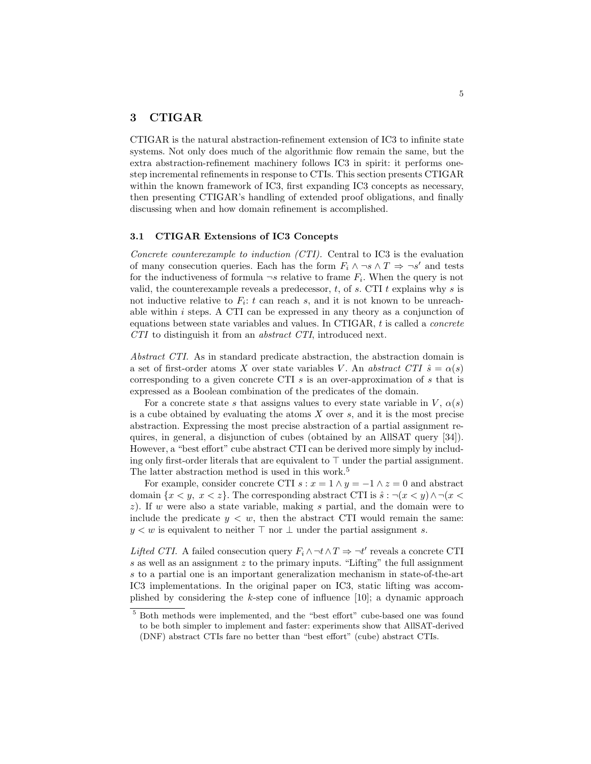## 3 CTIGAR

CTIGAR is the natural abstraction-refinement extension of IC3 to infinite state systems. Not only does much of the algorithmic flow remain the same, but the extra abstraction-refinement machinery follows IC3 in spirit: it performs one-step incremental refinements in response to CTIs. This section presents CTIGAR within the known framework of IC3, first expanding IC3 concepts as necessary, then presenting CTIGAR's handling of extended proof obligations, and finally discussing when and how domain refinement is accomplished.

### 3.1 CTIGAR Extensions of IC3 Concepts

*Concrete counterexample to induction (CTI).* Central to IC3 is the evaluation of many consecution queries. Each has the form $F_i \wedge \neg s \wedge T \Rightarrow \neg s'$ and tests for the inductiveness of formula $\neg s$ relative to frame $F_i$. When the query is not valid, the counterexample reveals a predecessor, $t$, of $s$. CTI $t$ explains why $s$ is not inductive relative to $F_i$: $t$ can reach $s$, and it is not known to be unreachable within $i$ steps. A CTI can be expressed in any theory as a conjunction of equations between state variables and values. In CTIGAR, $t$ is called a *concrete CTI* to distinguish it from an *abstract CTI*, introduced next.

*Abstract CTI.* As in standard predicate abstraction, the abstraction domain is a set of first-order atoms $X$ over state variables $V$. An *abstract CTI* $\hat{s} = \alpha(s)$ corresponding to a given concrete CTI $s$ is an over-approximation of $s$ that is expressed as a Boolean combination of the predicates of the domain.

For a concrete state $s$ that assigns values to every state variable in $V$, $\alpha(s)$ is a cube obtained by evaluating the atoms $X$ over $s$, and it is the most precise abstraction. Expressing the most precise abstraction of a partial assignment requires, in general, a disjunction of cubes (obtained by an AllSAT query [34]). However, a "best effort" cube abstract CTI can be derived more simply by including only first-order literals that are equivalent to $\top$ under the partial assignment. The latter abstraction method is used in this work.[5]

For example, consider concrete CTI $s : x = 1 \wedge y = -1 \wedge z = 0$ and abstract domain $\{x < y,\ x < z\}$. The corresponding abstract CTI is $\hat{s} : \neg(x < y) \wedge \neg(x < z)$. If $w$ were also a state variable, making $s$ partial, and the domain were to include the predicate $y < w$, then the abstract CTI would remain the same: $y < w$ is equivalent to neither $\top$ nor $\bot$ under the partial assignment $s$.

*Lifted CTI.* A failed consecution query $F_i \wedge \neg t \wedge T \Rightarrow \neg t'$ reveals a concrete CTI $s$ as well as an assignment $z$ to the primary inputs. "Lifting" the full assignment $s$ to a partial one is an important generalization mechanism in state-of-the-art IC3 implementations. In the original paper on IC3, static lifting was accomplished by considering the $k$-step cone of influence [10]; a dynamic approach

[5] Both methods were implemented, and the "best effort" cube-based one was found to be both simpler to implement and faster: experiments show that AllSAT-derived (DNF) abstract CTIs fare no better than "best effort" (cube) abstract CTIs.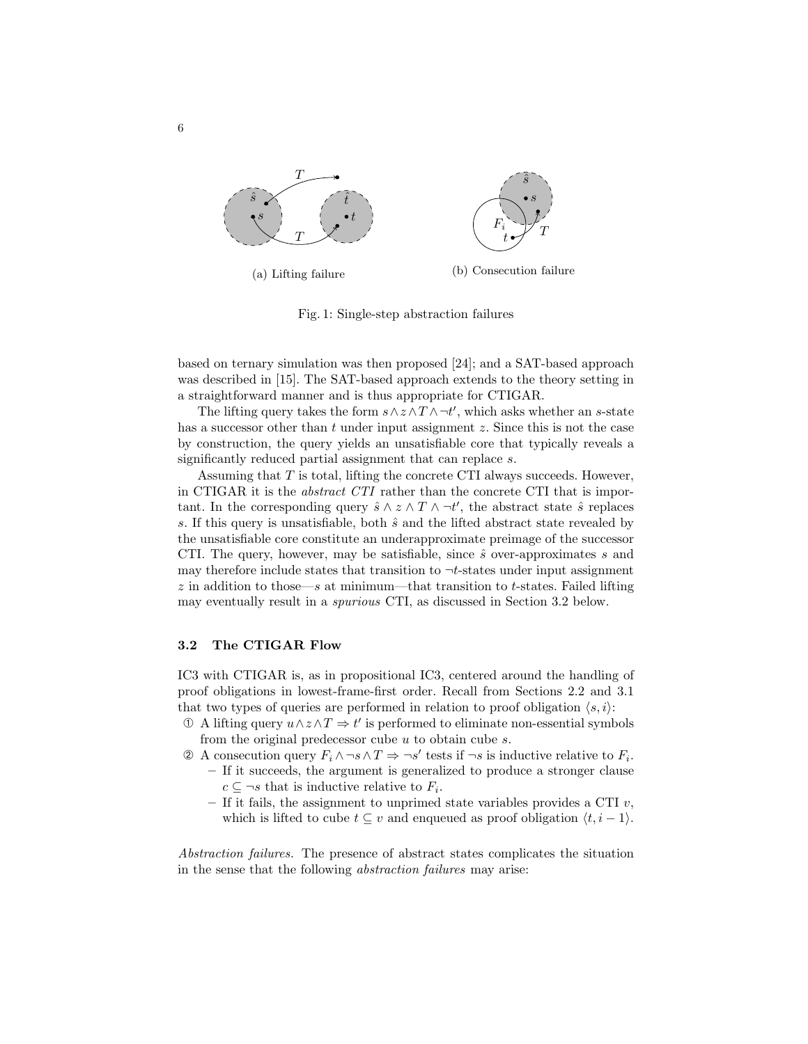(a) Lifting failure

(b) Consecution failure

Fig. 1: Single-step abstraction failures

based on ternary simulation was then proposed [24]; and a SAT-based approach was described in [15]. The SAT-based approach extends to the theory setting in a straightforward manner and is thus appropriate for CTIGAR.

The lifting query takes the form $s \wedge z \wedge T \wedge \neg t'$, which asks whether an $s$-state has a successor other than $t$ under input assignment $z$. Since this is not the case by construction, the query yields an unsatisfiable core that typically reveals a significantly reduced partial assignment that can replace $s$.

Assuming that $T$ is total, lifting the concrete CTI always succeeds. However, in CTIGAR it is the *abstract CTI* rather than the concrete CTI that is important. In the corresponding query $\hat{s} \wedge z \wedge T \wedge \neg t'$, the abstract state $\hat{s}$ replaces $s$. If this query is unsatisfiable, both $\hat{s}$ and the lifted abstract state revealed by the unsatisfiable core constitute an underapproximate preimage of the successor CTI. The query, however, may be satisfiable, since $\hat{s}$ over-approximates $s$ and may therefore include states that transition to $\neg t$-states under input assignment $z$ in addition to those—$s$ at minimum—that transition to $t$-states. Failed lifting may eventually result in a *spurious* CTI, as discussed in Section 3.2 below.

### 3.2 The CTIGAR Flow

IC3 with CTIGAR is, as in propositional IC3, centered around the handling of proof obligations in lowest-frame-first order. Recall from Sections 2.2 and 3.1 that two types of queries are performed in relation to proof obligation $\langle s, i \rangle$:

① A lifting query $u \wedge z \wedge T \Rightarrow t'$ is performed to eliminate non-essential symbols from the original predecessor cube $u$ to obtain cube $s$.

② A consecution query $F_i \wedge \neg s \wedge T \Rightarrow \neg s'$ tests if $\neg s$ is inductive relative to $F_i$.
  - If it succeeds, the argument is generalized to produce a stronger clause $c \subseteq \neg s$ that is inductive relative to $F_i$.
  - If it fails, the assignment to unprimed state variables provides a CTI $v$, which is lifted to cube $t \subseteq v$ and enqueued as proof obligation $\langle t, i-1 \rangle$.

*Abstraction failures.* The presence of abstract states complicates the situation in the sense that the following *abstraction failures* may arise: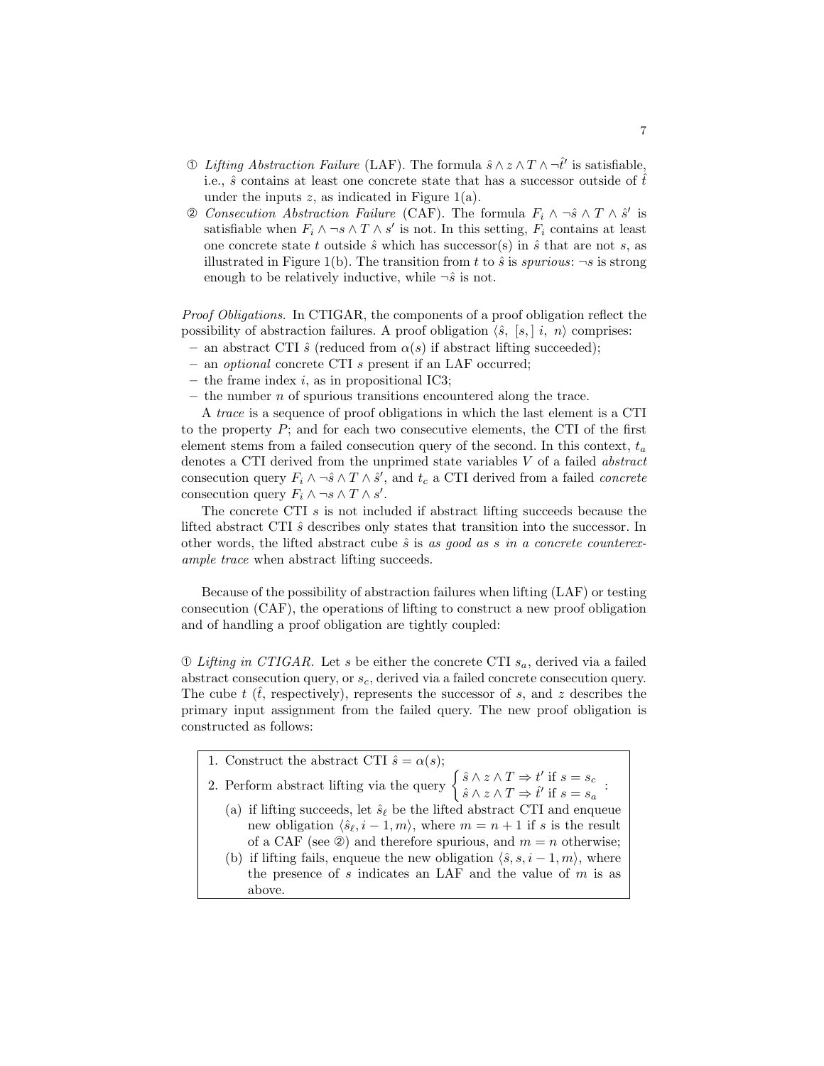① *Lifting Abstraction Failure* (LAF). The formula $\hat{s} \wedge z \wedge T \wedge \neg\hat{t}'$ is satisfiable, i.e., $\hat{s}$ contains at least one concrete state that has a successor outside of $\hat{t}$ under the inputs $z$, as indicated in Figure 1(a).

② *Consecution Abstraction Failure* (CAF). The formula $F_i \wedge \neg\hat{s} \wedge T \wedge \hat{s}'$ is satisfiable when $F_i \wedge \neg s \wedge T \wedge s'$ is not. In this setting, $F_i$ contains at least one concrete state $t$ outside $\hat{s}$ which has successor(s) in $\hat{s}$ that are not $s$, as illustrated in Figure 1(b). The transition from $t$ to $\hat{s}$ is *spurious*: $\neg s$ is strong enough to be relatively inductive, while $\neg\hat{s}$ is not.

*Proof Obligations.* In CTIGAR, the components of a proof obligation reflect the possibility of abstraction failures. A proof obligation $\langle \hat{s},\ [s,]\ i,\ n\rangle$ comprises:

- an abstract CTI $\hat{s}$ (reduced from $\alpha(s)$ if abstract lifting succeeded);
- an *optional* concrete CTI $s$ present if an LAF occurred;
- the frame index $i$, as in propositional IC3;
- the number $n$ of spurious transitions encountered along the trace.

A *trace* is a sequence of proof obligations in which the last element is a CTI to the property $P$; and for each two consecutive elements, the CTI of the first element stems from a failed consecution query of the second. In this context, $t_a$ denotes a CTI derived from the unprimed state variables $V$ of a failed *abstract* consecution query $F_i \wedge \neg\hat{s} \wedge T \wedge \hat{s}'$, and $t_c$ a CTI derived from a failed *concrete* consecution query $F_i \wedge \neg s \wedge T \wedge s'$.

The concrete CTI $s$ is not included if abstract lifting succeeds because the lifted abstract CTI $\hat{s}$ describes only states that transition into the successor. In other words, the lifted abstract cube $\hat{s}$ is *as good as $s$ in a concrete counterexample trace* when abstract lifting succeeds.

Because of the possibility of abstraction failures when lifting (LAF) or testing consecution (CAF), the operations of lifting to construct a new proof obligation and of handling a proof obligation are tightly coupled:

① *Lifting in CTIGAR.* Let $s$ be either the concrete CTI $s_a$, derived via a failed abstract consecution query, or $s_c$, derived via a failed concrete consecution query. The cube $t$ ($\hat{t}$, respectively), represents the successor of $s$, and $z$ describes the primary input assignment from the failed query. The new proof obligation is constructed as follows:

1. Construct the abstract CTI $\hat{s} = \alpha(s)$;
2. Perform abstract lifting via the query $\begin{cases} \hat{s} \wedge z \wedge T \Rightarrow t' \text{ if } s = s_c \\ \hat{s} \wedge z \wedge T \Rightarrow \hat{t}' \text{ if } s = s_a \end{cases}$ :
   (a) if lifting succeeds, let $\hat{s}_\ell$ be the lifted abstract CTI and enqueue new obligation $\langle \hat{s}_\ell, i-1, m\rangle$, where $m = n+1$ if $s$ is the result of a CAF (see ②) and therefore spurious, and $m = n$ otherwise;
   (b) if lifting fails, enqueue the new obligation $\langle \hat{s}, s, i-1, m\rangle$, where the presence of $s$ indicates an LAF and the value of $m$ is as above.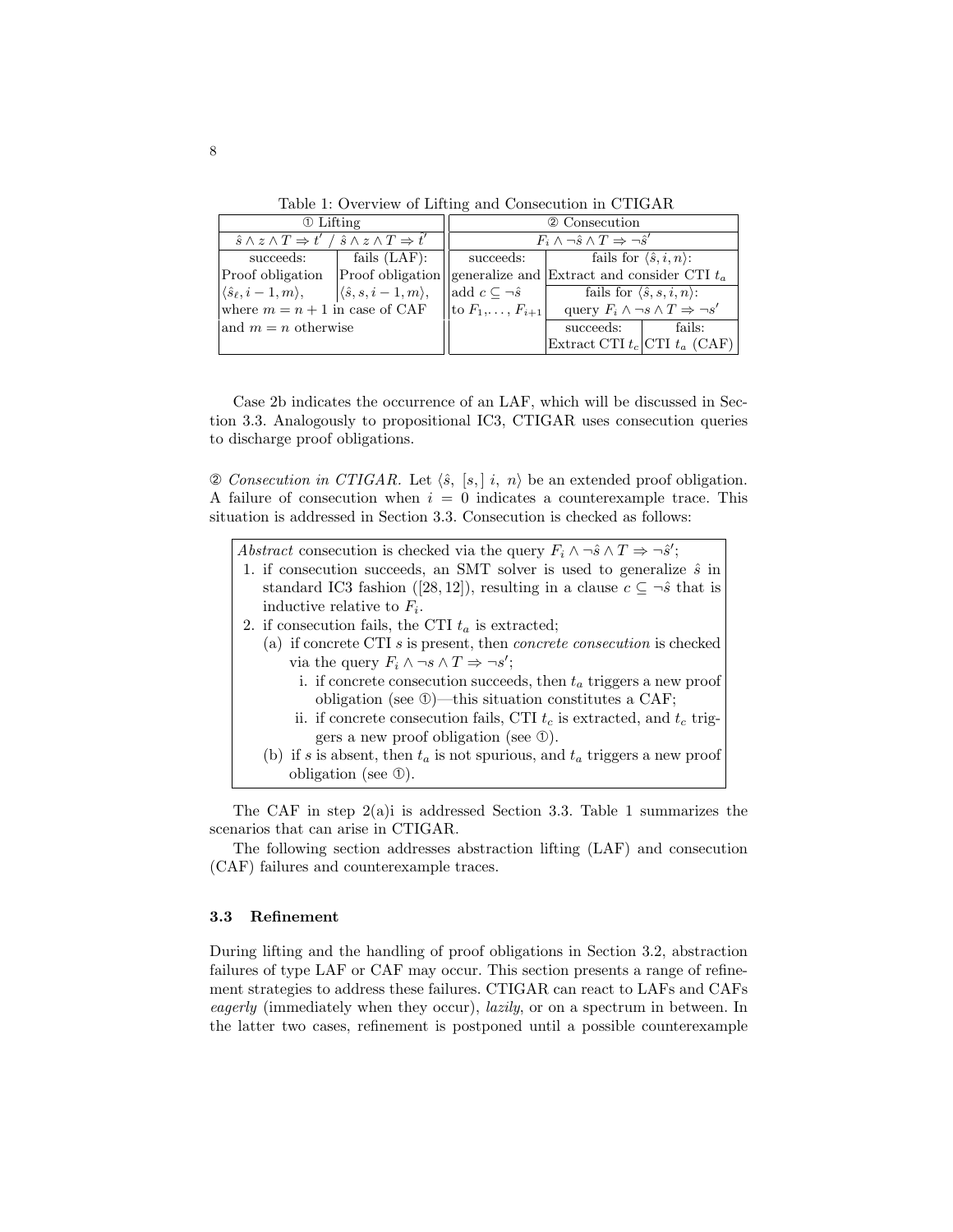Table 1: Overview of Lifting and Consecution in CTIGAR

| ① Lifting | | ② Consecution | | |
|---|---|---|---|---|
| $\hat{s} \wedge z \wedge T \Rightarrow t'$ / $\hat{s} \wedge z \wedge T \Rightarrow \hat{t}'$ | | $F_i \wedge \neg\hat{s} \wedge T \Rightarrow \neg\hat{s}'$ | | |
| succeeds: | fails (LAF): | succeeds: | fails for $\langle \hat{s}, i, n \rangle$: | |
| Proof obligation | Proof obligation | generalize and | Extract and consider CTI $t_a$ | |
| $\langle \hat{s}_\ell, i-1, m \rangle$, | $\langle \hat{s}, s, i-1, m \rangle$, | add $c \subseteq \neg\hat{s}$ | fails for $\langle \hat{s}, s, i, n \rangle$: | |
| where $m = n+1$ in case of CAF | | to $F_1, \ldots, F_{i+1}$ | query $F_i \wedge \neg s \wedge T \Rightarrow \neg s'$ | |
| and $m = n$ otherwise | | | succeeds: | fails: |
| | | | Extract CTI $t_c$ | CTI $t_a$ (CAF) |

Case 2b indicates the occurrence of an LAF, which will be discussed in Section 3.3. Analogously to propositional IC3, CTIGAR uses consecution queries to discharge proof obligations.

② *Consecution in CTIGAR.* Let $\langle \hat{s}, [s,]\ i,\ n \rangle$ be an extended proof obligation. A failure of consecution when $i = 0$ indicates a counterexample trace. This situation is addressed in Section 3.3. Consecution is checked as follows:

*Abstract* consecution is checked via the query $F_i \wedge \neg\hat{s} \wedge T \Rightarrow \neg\hat{s}'$;

1. if consecution succeeds, an SMT solver is used to generalize $\hat{s}$ in standard IC3 fashion ([28, 12]), resulting in a clause $c \subseteq \neg\hat{s}$ that is inductive relative to $F_i$.
2. if consecution fails, the CTI $t_a$ is extracted;
   (a) if concrete CTI $s$ is present, then *concrete consecution* is checked via the query $F_i \wedge \neg s \wedge T \Rightarrow \neg s'$;
      i. if concrete consecution succeeds, then $t_a$ triggers a new proof obligation (see ①)—this situation constitutes a CAF;
      ii. if concrete consecution fails, CTI $t_c$ is extracted, and $t_c$ triggers a new proof obligation (see ①).
   (b) if $s$ is absent, then $t_a$ is not spurious, and $t_a$ triggers a new proof obligation (see ①).

The CAF in step 2(a)i is addressed Section 3.3. Table 1 summarizes the scenarios that can arise in CTIGAR.

The following section addresses abstraction lifting (LAF) and consecution (CAF) failures and counterexample traces.

### 3.3 Refinement

During lifting and the handling of proof obligations in Section 3.2, abstraction failures of type LAF or CAF may occur. This section presents a range of refinement strategies to address these failures. CTIGAR can react to LAFs and CAFs *eagerly* (immediately when they occur), *lazily*, or on a spectrum in between. In the latter two cases, refinement is postponed until a possible counterexample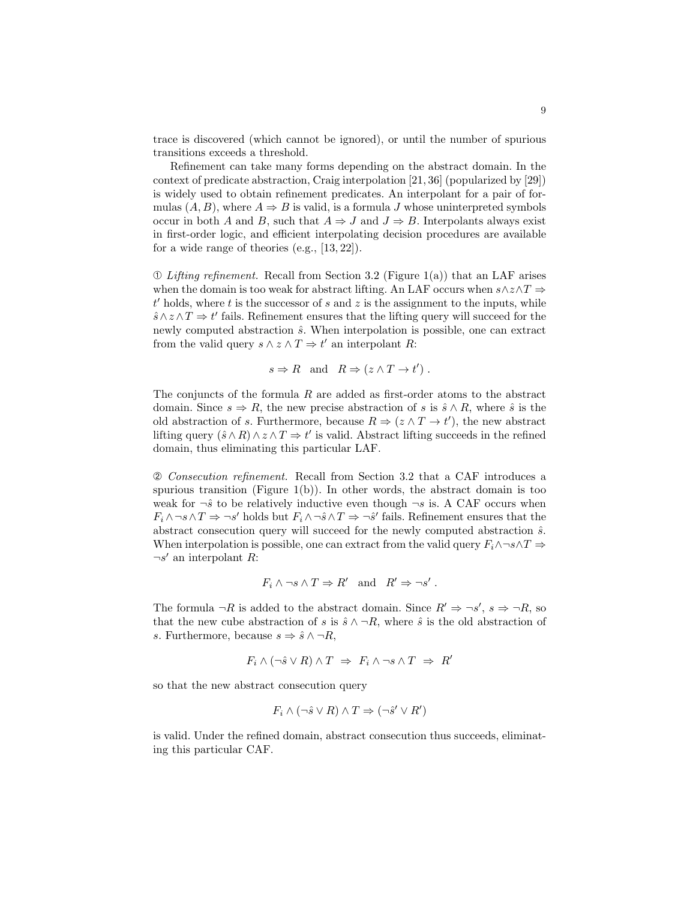trace is discovered (which cannot be ignored), or until the number of spurious transitions exceeds a threshold.

Refinement can take many forms depending on the abstract domain. In the context of predicate abstraction, Craig interpolation [21, 36] (popularized by [29]) is widely used to obtain refinement predicates. An interpolant for a pair of formulas $(A, B)$, where $A \Rightarrow B$ is valid, is a formula $J$ whose uninterpreted symbols occur in both $A$ and $B$, such that $A \Rightarrow J$ and $J \Rightarrow B$. Interpolants always exist in first-order logic, and efficient interpolating decision procedures are available for a wide range of theories (e.g., [13, 22]).

① *Lifting refinement.* Recall from Section 3.2 (Figure 1(a)) that an LAF arises when the domain is too weak for abstract lifting. An LAF occurs when $s \wedge z \wedge T \Rightarrow t'$ holds, where $t$ is the successor of $s$ and $z$ is the assignment to the inputs, while $\hat{s} \wedge z \wedge T \Rightarrow t'$ fails. Refinement ensures that the lifting query will succeed for the newly computed abstraction $\hat{s}$. When interpolation is possible, one can extract from the valid query $s \wedge z \wedge T \Rightarrow t'$ an interpolant $R$:

$$s \Rightarrow R \quad \text{and} \quad R \Rightarrow (z \wedge T \rightarrow t') \, .$$

The conjuncts of the formula $R$ are added as first-order atoms to the abstract domain. Since $s \Rightarrow R$, the new precise abstraction of $s$ is $\hat{s} \wedge R$, where $\hat{s}$ is the old abstraction of $s$. Furthermore, because $R \Rightarrow (z \wedge T \rightarrow t')$, the new abstract lifting query $(\hat{s} \wedge R) \wedge z \wedge T \Rightarrow t'$ is valid. Abstract lifting succeeds in the refined domain, thus eliminating this particular LAF.

② *Consecution refinement.* Recall from Section 3.2 that a CAF introduces a spurious transition (Figure 1(b)). In other words, the abstract domain is too weak for $\neg\hat{s}$ to be relatively inductive even though $\neg s$ is. A CAF occurs when $F_i \wedge \neg s \wedge T \Rightarrow \neg s'$ holds but $F_i \wedge \neg\hat{s} \wedge T \Rightarrow \neg\hat{s}'$ fails. Refinement ensures that the abstract consecution query will succeed for the newly computed abstraction $\hat{s}$. When interpolation is possible, one can extract from the valid query $F_i \wedge \neg s \wedge T \Rightarrow \neg s'$ an interpolant $R$:

$$F_i \wedge \neg s \wedge T \Rightarrow R' \quad \text{and} \quad R' \Rightarrow \neg s' \, .$$

The formula $\neg R$ is added to the abstract domain. Since $R' \Rightarrow \neg s'$, $s \Rightarrow \neg R$, so that the new cube abstraction of $s$ is $\hat{s} \wedge \neg R$, where $\hat{s}$ is the old abstraction of $s$. Furthermore, because $s \Rightarrow \hat{s} \wedge \neg R$,

$$F_i \wedge (\neg\hat{s} \vee R) \wedge T \;\Rightarrow\; F_i \wedge \neg s \wedge T \;\Rightarrow\; R'$$

so that the new abstract consecution query

$$F_i \wedge (\neg\hat{s} \vee R) \wedge T \Rightarrow (\neg\hat{s}' \vee R')$$

is valid. Under the refined domain, abstract consecution thus succeeds, eliminating this particular CAF.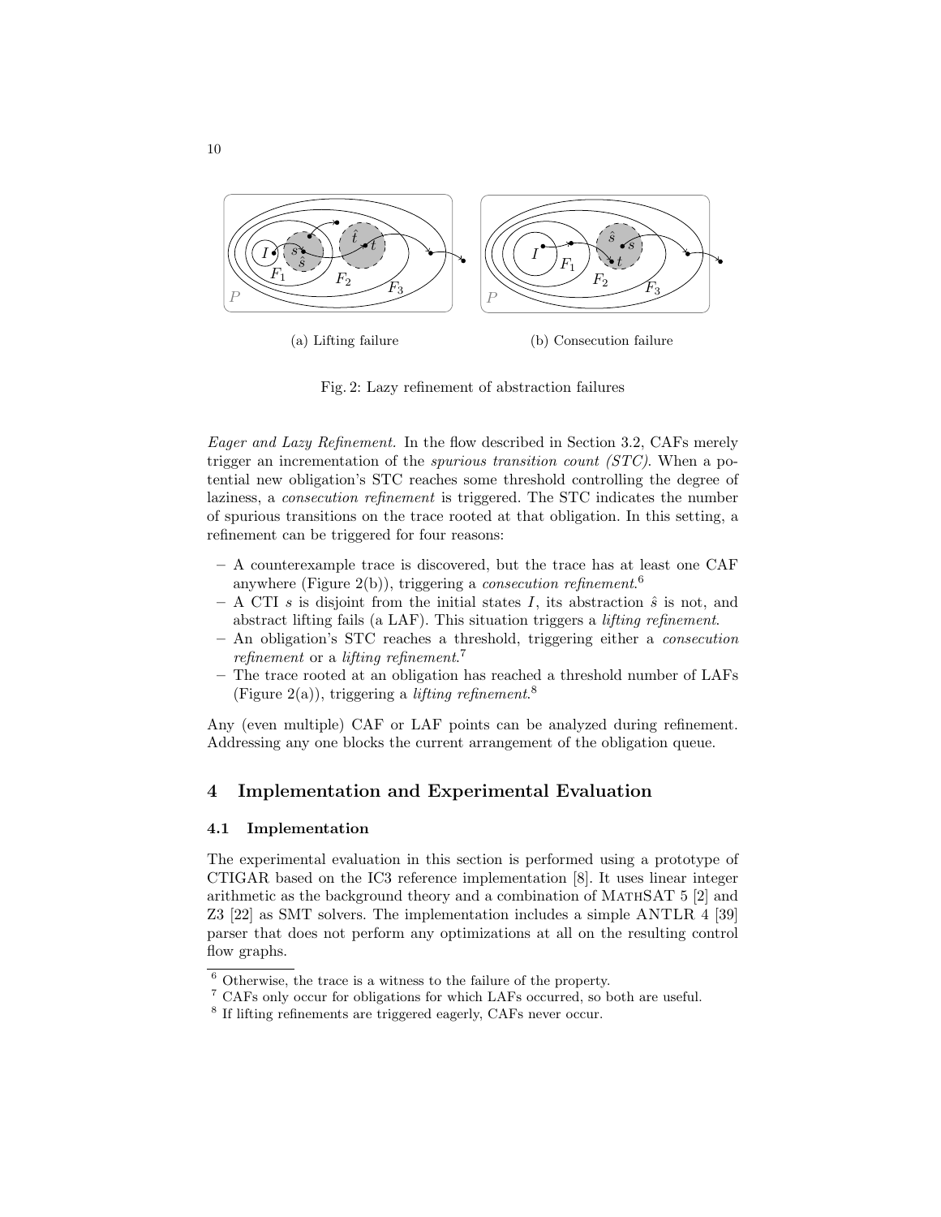(a) Lifting failure

(b) Consecution failure

Fig. 2: Lazy refinement of abstraction failures

*Eager and Lazy Refinement.* In the flow described in Section 3.2, CAFs merely trigger an incrementation of the *spurious transition count (STC)*. When a potential new obligation's STC reaches some threshold controlling the degree of laziness, a *consecution refinement* is triggered. The STC indicates the number of spurious transitions on the trace rooted at that obligation. In this setting, a refinement can be triggered for four reasons:

- A counterexample trace is discovered, but the trace has at least one CAF anywhere (Figure 2(b)), triggering a *consecution refinement*.[6]
- A CTI $s$ is disjoint from the initial states $I$, its abstraction $\hat{s}$ is not, and abstract lifting fails (a LAF). This situation triggers a *lifting refinement*.
- An obligation's STC reaches a threshold, triggering either a *consecution refinement* or a *lifting refinement*.[7]
- The trace rooted at an obligation has reached a threshold number of LAFs (Figure 2(a)), triggering a *lifting refinement*.[8]

Any (even multiple) CAF or LAF points can be analyzed during refinement. Addressing any one blocks the current arrangement of the obligation queue.

## 4 Implementation and Experimental Evaluation

### 4.1 Implementation

The experimental evaluation in this section is performed using a prototype of CTIGAR based on the IC3 reference implementation [8]. It uses linear integer arithmetic as the background theory and a combination of MathSAT 5 [2] and Z3 [22] as SMT solvers. The implementation includes a simple ANTLR 4 [39] parser that does not perform any optimizations at all on the resulting control flow graphs.

[6] Otherwise, the trace is a witness to the failure of the property.

[7] CAFs only occur for obligations for which LAFs occurred, so both are useful.

[8] If lifting refinements are triggered eagerly, CAFs never occur.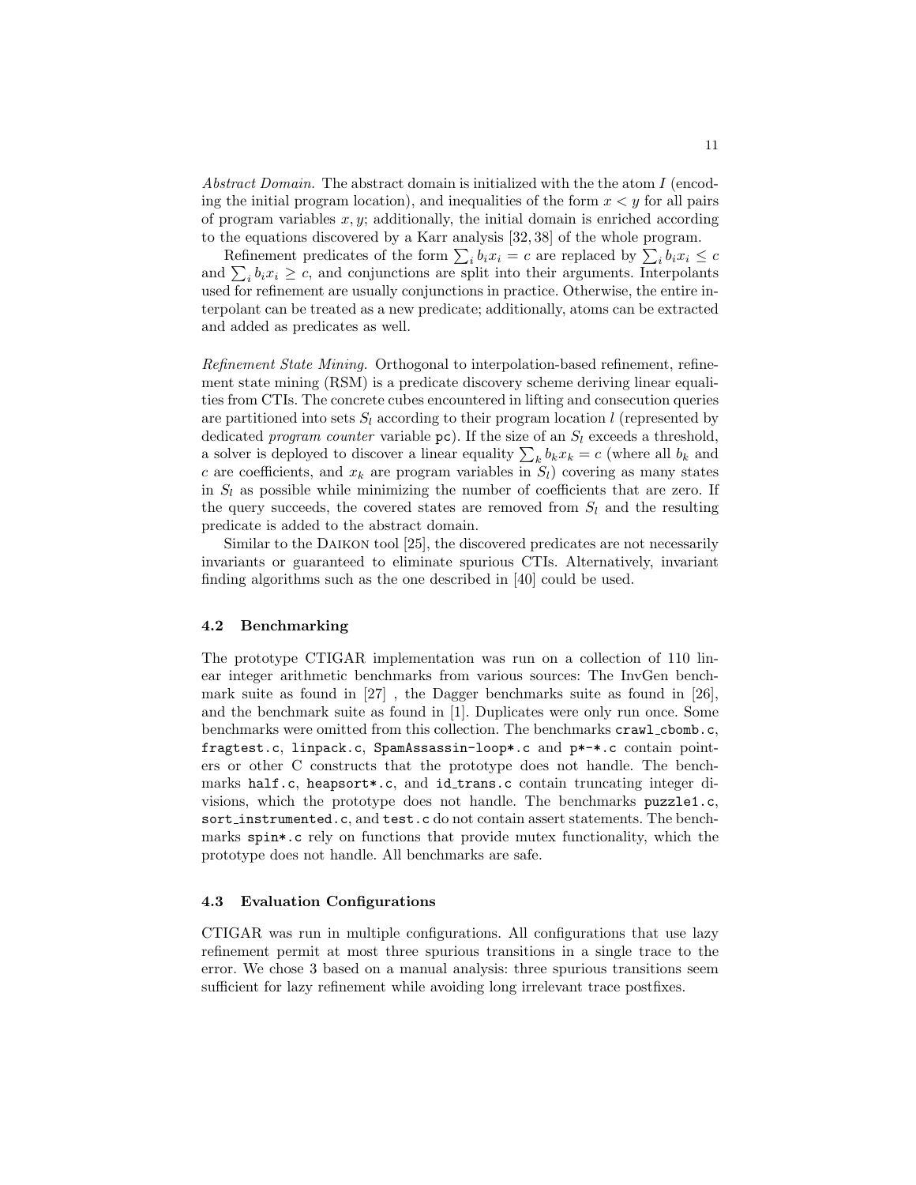*Abstract Domain.* The abstract domain is initialized with the the atom $I$ (encoding the initial program location), and inequalities of the form $x < y$ for all pairs of program variables $x, y$; additionally, the initial domain is enriched according to the equations discovered by a Karr analysis [32, 38] of the whole program.

Refinement predicates of the form $\sum_i b_i x_i = c$ are replaced by $\sum_i b_i x_i \leq c$ and $\sum_i b_i x_i \geq c$, and conjunctions are split into their arguments. Interpolants used for refinement are usually conjunctions in practice. Otherwise, the entire interpolant can be treated as a new predicate; additionally, atoms can be extracted and added as predicates as well.

*Refinement State Mining.* Orthogonal to interpolation-based refinement, refinement state mining (RSM) is a predicate discovery scheme deriving linear equalities from CTIs. The concrete cubes encountered in lifting and consecution queries are partitioned into sets $S_l$ according to their program location $l$ (represented by dedicated *program counter* variable `pc`). If the size of an $S_l$ exceeds a threshold, a solver is deployed to discover a linear equality $\sum_k b_k x_k = c$ (where all $b_k$ and $c$ are coefficients, and $x_k$ are program variables in $S_l$) covering as many states in $S_l$ as possible while minimizing the number of coefficients that are zero. If the query succeeds, the covered states are removed from $S_l$ and the resulting predicate is added to the abstract domain.

Similar to the Daikon tool [25], the discovered predicates are not necessarily invariants or guaranteed to eliminate spurious CTIs. Alternatively, invariant finding algorithms such as the one described in [40] could be used.

### 4.2 Benchmarking

The prototype CTIGAR implementation was run on a collection of 110 linear integer arithmetic benchmarks from various sources: The InvGen benchmark suite as found in [27] , the Dagger benchmarks suite as found in [26], and the benchmark suite as found in [1]. Duplicates were only run once. Some benchmarks were omitted from this collection. The benchmarks `crawl_cbomb.c`, `fragtest.c`, `linpack.c`, `SpamAssassin-loop*.c` and `p*-*.c` contain pointers or other C constructs that the prototype does not handle. The benchmarks `half.c`, `heapsort*.c`, and `id_trans.c` contain truncating integer divisions, which the prototype does not handle. The benchmarks `puzzle1.c`, `sort_instrumented.c`, and `test.c` do not contain assert statements. The benchmarks `spin*.c` rely on functions that provide mutex functionality, which the prototype does not handle. All benchmarks are safe.

### 4.3 Evaluation Configurations

CTIGAR was run in multiple configurations. All configurations that use lazy refinement permit at most three spurious transitions in a single trace to the error. We chose 3 based on a manual analysis: three spurious transitions seem sufficient for lazy refinement while avoiding long irrelevant trace postfixes.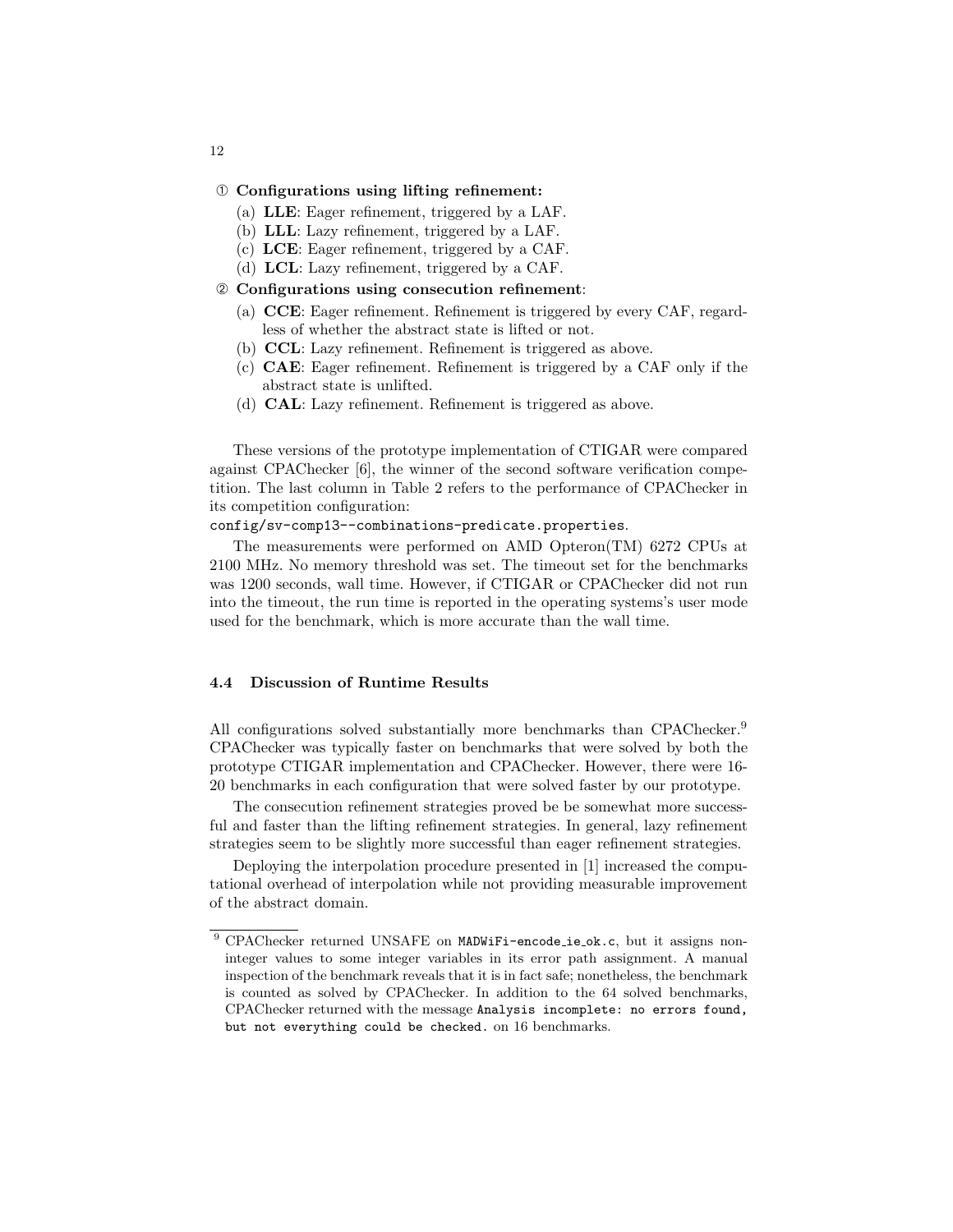① **Configurations using lifting refinement:**

   (a) **LLE**: Eager refinement, triggered by a LAF.
   (b) **LLL**: Lazy refinement, triggered by a LAF.
   (c) **LCE**: Eager refinement, triggered by a CAF.
   (d) **LCL**: Lazy refinement, triggered by a CAF.

② **Configurations using consecution refinement**:

   (a) **CCE**: Eager refinement. Refinement is triggered by every CAF, regardless of whether the abstract state is lifted or not.
   (b) **CCL**: Lazy refinement. Refinement is triggered as above.
   (c) **CAE**: Eager refinement. Refinement is triggered by a CAF only if the abstract state is unlifted.
   (d) **CAL**: Lazy refinement. Refinement is triggered as above.

These versions of the prototype implementation of CTIGAR were compared against CPAChecker [6], the winner of the second software verification competition. The last column in Table 2 refers to the performance of CPAChecker in its competition configuration:
`config/sv-comp13--combinations-predicate.properties`.

The measurements were performed on AMD Opteron(TM) 6272 CPUs at 2100 MHz. No memory threshold was set. The timeout set for the benchmarks was 1200 seconds, wall time. However, if CTIGAR or CPAChecker did not run into the timeout, the run time is reported in the operating systems's user mode used for the benchmark, which is more accurate than the wall time.

### 4.4 Discussion of Runtime Results

All configurations solved substantially more benchmarks than CPAChecker.[9] CPAChecker was typically faster on benchmarks that were solved by both the prototype CTIGAR implementation and CPAChecker. However, there were 16-20 benchmarks in each configuration that were solved faster by our prototype.

The consecution refinement strategies proved be be somewhat more successful and faster than the lifting refinement strategies. In general, lazy refinement strategies seem to be slightly more successful than eager refinement strategies.

Deploying the interpolation procedure presented in [1] increased the computational overhead of interpolation while not providing measurable improvement of the abstract domain.

[9] CPAChecker returned UNSAFE on `MADWiFi-encode_ie_ok.c`, but it assigns non-integer values to some integer variables in its error path assignment. A manual inspection of the benchmark reveals that it is in fact safe; nonetheless, the benchmark is counted as solved by CPAChecker. In addition to the 64 solved benchmarks, CPAChecker returned with the message `Analysis incomplete: no errors found, but not everything could be checked.` on 16 benchmarks.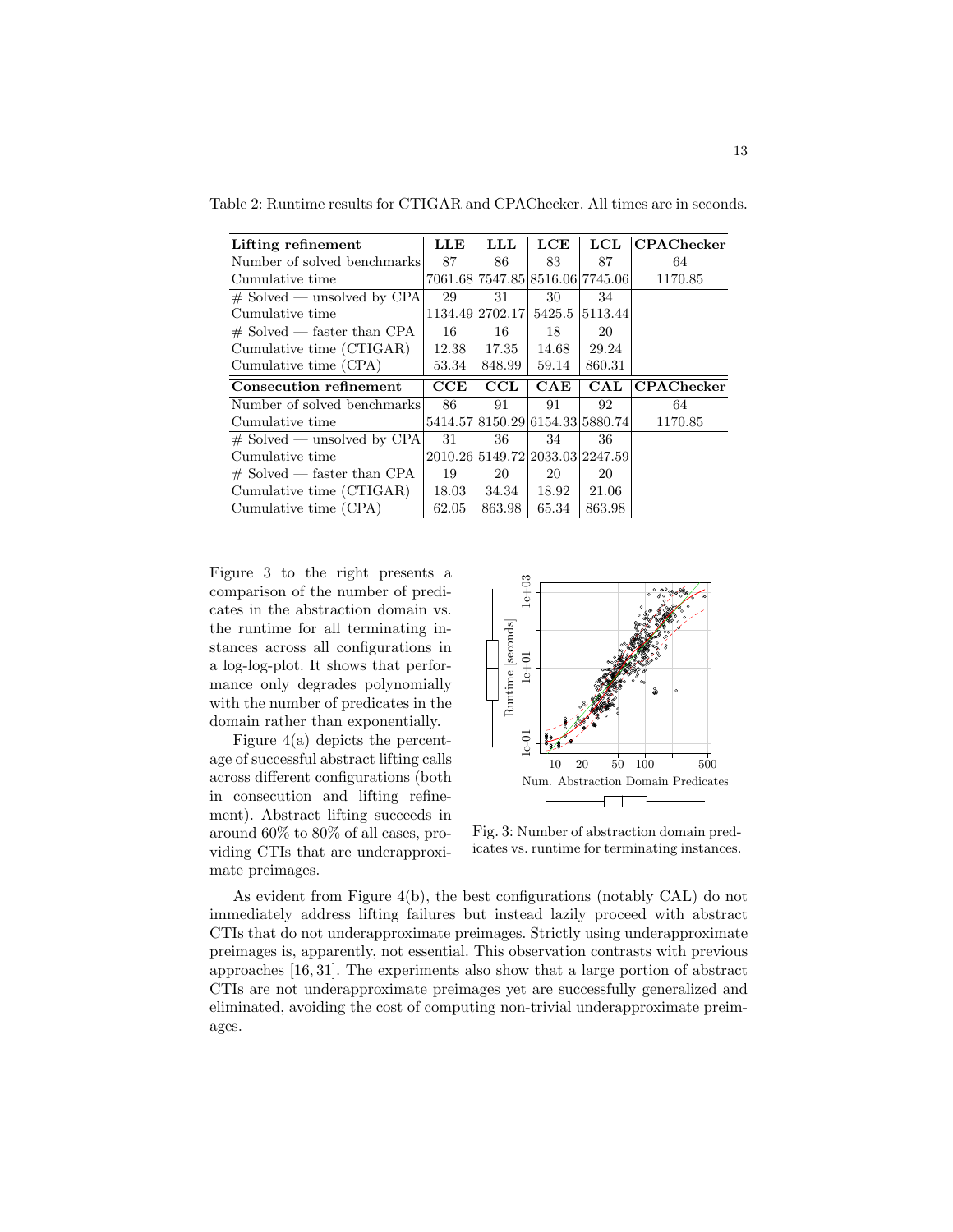Table 2: Runtime results for CTIGAR and CPAChecker. All times are in seconds.

| **Lifting refinement** | **LLE** | **LLL** | **LCE** | **LCL** | **CPAChecker** |
|---|---|---|---|---|---|
| Number of solved benchmarks | 87 | 86 | 83 | 87 | 64 |
| Cumulative time | 7061.68 | 7547.85 | 8516.06 | 7745.06 | 1170.85 |
| # Solved — unsolved by CPA | 29 | 31 | 30 | 34 | |
| Cumulative time | 1134.49 | 2702.17 | 5425.5 | 5113.44 | |
| # Solved — faster than CPA | 16 | 16 | 18 | 20 | |
| Cumulative time (CTIGAR) | 12.38 | 17.35 | 14.68 | 29.24 | |
| Cumulative time (CPA) | 53.34 | 848.99 | 59.14 | 860.31 | |
| **Consecution refinement** | **CCE** | **CCL** | **CAE** | **CAL** | **CPAChecker** |
| Number of solved benchmarks | 86 | 91 | 91 | 92 | 64 |
| Cumulative time | 5414.57 | 8150.29 | 6154.33 | 5880.74 | 1170.85 |
| # Solved — unsolved by CPA | 31 | 36 | 34 | 36 | |
| Cumulative time | 2010.26 | 5149.72 | 2033.03 | 2247.59 | |
| # Solved — faster than CPA | 19 | 20 | 20 | 20 | |
| Cumulative time (CTIGAR) | 18.03 | 34.34 | 18.92 | 21.06 | |
| Cumulative time (CPA) | 62.05 | 863.98 | 65.34 | 863.98 | |

Figure 3 to the right presents a comparison of the number of predicates in the abstraction domain vs. the runtime for all terminating instances across all configurations in a log-log-plot. It shows that performance only degrades polynomially with the number of predicates in the domain rather than exponentially.

Figure 4(a) depicts the percentage of successful abstract lifting calls across different configurations (both in consecution and lifting refinement). Abstract lifting succeeds in around 60% to 80% of all cases, providing CTIs that are underapproximate preimages.

Fig. 3: Number of abstraction domain predicates vs. runtime for terminating instances.

As evident from Figure 4(b), the best configurations (notably CAL) do not immediately address lifting failures but instead lazily proceed with abstract CTIs that do not underapproximate preimages. Strictly using underapproximate preimages is, apparently, not essential. This observation contrasts with previous approaches [16, 31]. The experiments also show that a large portion of abstract CTIs are not underapproximate preimages yet are successfully generalized and eliminated, avoiding the cost of computing non-trivial underapproximate preimages.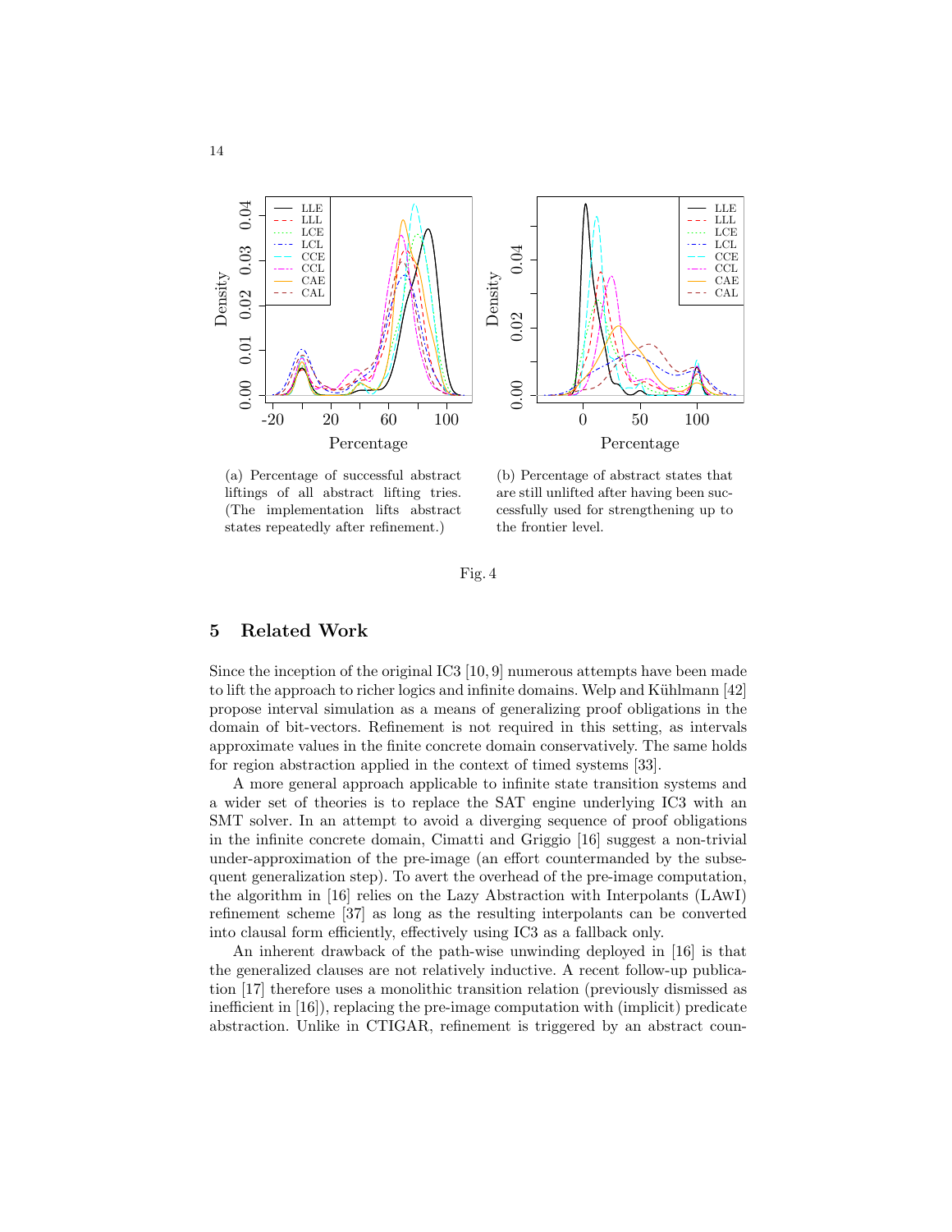(a) Percentage of successful abstract liftings of all abstract lifting tries. (The implementation lifts abstract states repeatedly after refinement.)

(b) Percentage of abstract states that are still unlifted after having been successfully used for strengthening up to the frontier level.

Fig. 4

## 5 Related Work

Since the inception of the original IC3 [10, 9] numerous attempts have been made to lift the approach to richer logics and infinite domains. Welp and Kühlmann [42] propose interval simulation as a means of generalizing proof obligations in the domain of bit-vectors. Refinement is not required in this setting, as intervals approximate values in the finite concrete domain conservatively. The same holds for region abstraction applied in the context of timed systems [33].

A more general approach applicable to infinite state transition systems and a wider set of theories is to replace the SAT engine underlying IC3 with an SMT solver. In an attempt to avoid a diverging sequence of proof obligations in the infinite concrete domain, Cimatti and Griggio [16] suggest a non-trivial under-approximation of the pre-image (an effort countermanded by the subsequent generalization step). To avert the overhead of the pre-image computation, the algorithm in [16] relies on the Lazy Abstraction with Interpolants (LAwI) refinement scheme [37] as long as the resulting interpolants can be converted into clausal form efficiently, effectively using IC3 as a fallback only.

An inherent drawback of the path-wise unwinding deployed in [16] is that the generalized clauses are not relatively inductive. A recent follow-up publication [17] therefore uses a monolithic transition relation (previously dismissed as inefficient in [16]), replacing the pre-image computation with (implicit) predicate abstraction. Unlike in CTIGAR, refinement is triggered by an abstract coun-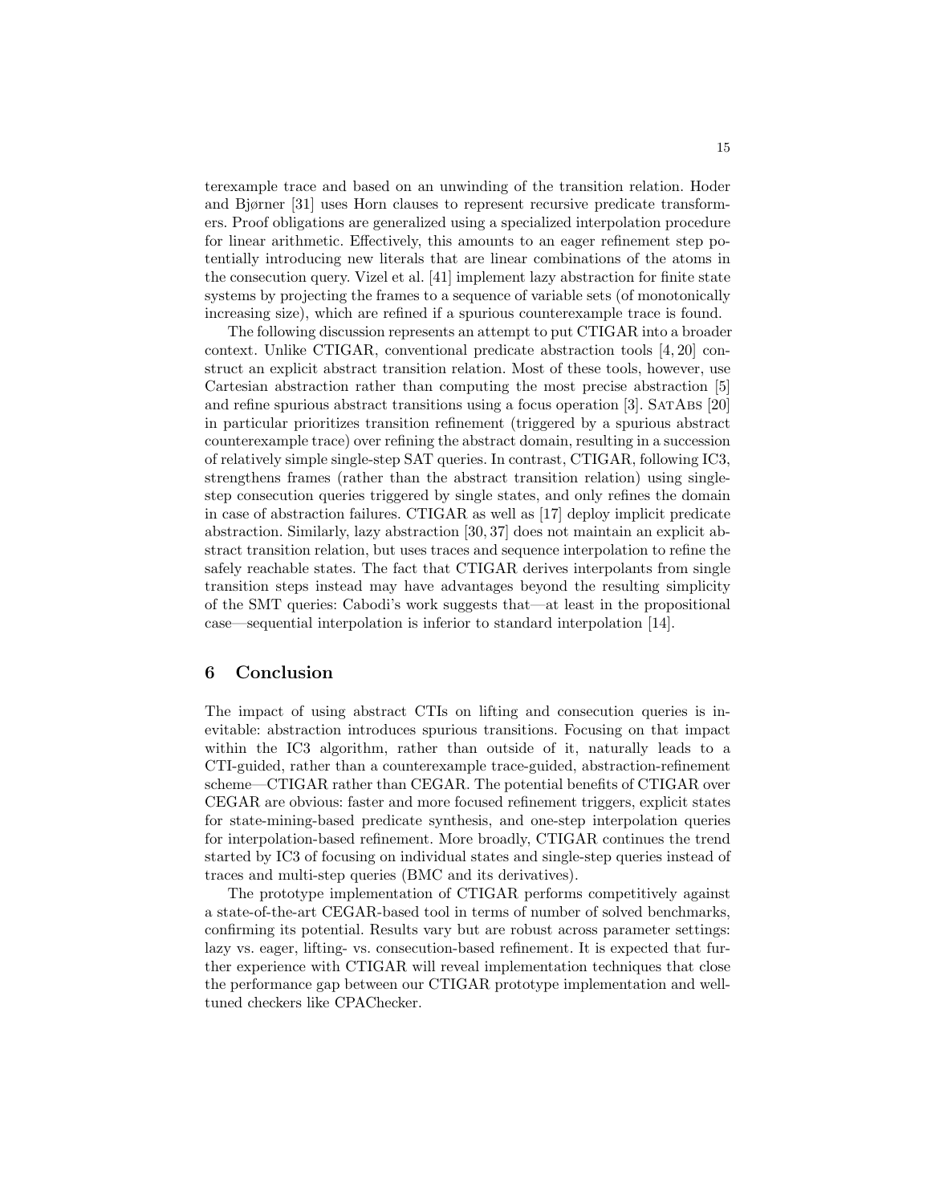terexample trace and based on an unwinding of the transition relation. Hoder and Bjørner [31] uses Horn clauses to represent recursive predicate transformers. Proof obligations are generalized using a specialized interpolation procedure for linear arithmetic. Effectively, this amounts to an eager refinement step potentially introducing new literals that are linear combinations of the atoms in the consecution query. Vizel et al. [41] implement lazy abstraction for finite state systems by projecting the frames to a sequence of variable sets (of monotonically increasing size), which are refined if a spurious counterexample trace is found.

The following discussion represents an attempt to put CTIGAR into a broader context. Unlike CTIGAR, conventional predicate abstraction tools [4, 20] construct an explicit abstract transition relation. Most of these tools, however, use Cartesian abstraction rather than computing the most precise abstraction [5] and refine spurious abstract transitions using a focus operation [3]. SatAbs [20] in particular prioritizes transition refinement (triggered by a spurious abstract counterexample trace) over refining the abstract domain, resulting in a succession of relatively simple single-step SAT queries. In contrast, CTIGAR, following IC3, strengthens frames (rather than the abstract transition relation) using single-step consecution queries triggered by single states, and only refines the domain in case of abstraction failures. CTIGAR as well as [17] deploy implicit predicate abstraction. Similarly, lazy abstraction [30, 37] does not maintain an explicit abstract transition relation, but uses traces and sequence interpolation to refine the safely reachable states. The fact that CTIGAR derives interpolants from single transition steps instead may have advantages beyond the resulting simplicity of the SMT queries: Cabodi's work suggests that—at least in the propositional case—sequential interpolation is inferior to standard interpolation [14].

## 6 Conclusion

The impact of using abstract CTIs on lifting and consecution queries is inevitable: abstraction introduces spurious transitions. Focusing on that impact within the IC3 algorithm, rather than outside of it, naturally leads to a CTI-guided, rather than a counterexample trace-guided, abstraction-refinement scheme—CTIGAR rather than CEGAR. The potential benefits of CTIGAR over CEGAR are obvious: faster and more focused refinement triggers, explicit states for state-mining-based predicate synthesis, and one-step interpolation queries for interpolation-based refinement. More broadly, CTIGAR continues the trend started by IC3 of focusing on individual states and single-step queries instead of traces and multi-step queries (BMC and its derivatives).

The prototype implementation of CTIGAR performs competitively against a state-of-the-art CEGAR-based tool in terms of number of solved benchmarks, confirming its potential. Results vary but are robust across parameter settings: lazy vs. eager, lifting- vs. consecution-based refinement. It is expected that further experience with CTIGAR will reveal implementation techniques that close the performance gap between our CTIGAR prototype implementation and well-tuned checkers like CPAChecker.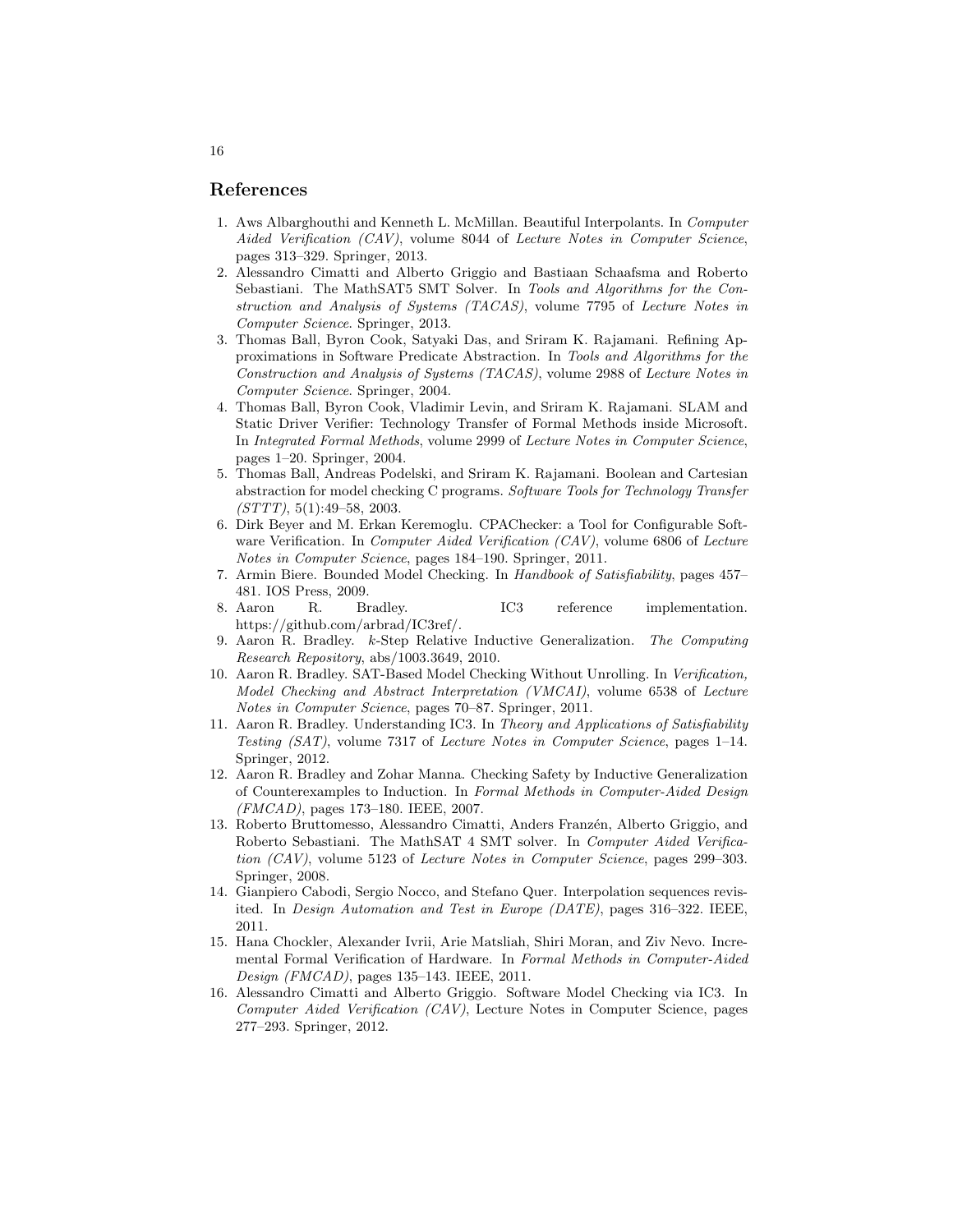## References

1. Aws Albarghouthi and Kenneth L. McMillan. Beautiful Interpolants. In *Computer Aided Verification (CAV)*, volume 8044 of *Lecture Notes in Computer Science*, pages 313–329. Springer, 2013.
2. Alessandro Cimatti and Alberto Griggio and Bastiaan Schaafsma and Roberto Sebastiani. The MathSAT5 SMT Solver. In *Tools and Algorithms for the Construction and Analysis of Systems (TACAS)*, volume 7795 of *Lecture Notes in Computer Science*. Springer, 2013.
3. Thomas Ball, Byron Cook, Satyaki Das, and Sriram K. Rajamani. Refining Approximations in Software Predicate Abstraction. In *Tools and Algorithms for the Construction and Analysis of Systems (TACAS)*, volume 2988 of *Lecture Notes in Computer Science*. Springer, 2004.
4. Thomas Ball, Byron Cook, Vladimir Levin, and Sriram K. Rajamani. SLAM and Static Driver Verifier: Technology Transfer of Formal Methods inside Microsoft. In *Integrated Formal Methods*, volume 2999 of *Lecture Notes in Computer Science*, pages 1–20. Springer, 2004.
5. Thomas Ball, Andreas Podelski, and Sriram K. Rajamani. Boolean and Cartesian abstraction for model checking C programs. *Software Tools for Technology Transfer (STTT)*, 5(1):49–58, 2003.
6. Dirk Beyer and M. Erkan Keremoglu. CPAChecker: a Tool for Configurable Software Verification. In *Computer Aided Verification (CAV)*, volume 6806 of *Lecture Notes in Computer Science*, pages 184–190. Springer, 2011.
7. Armin Biere. Bounded Model Checking. In *Handbook of Satisfiability*, pages 457–481. IOS Press, 2009.
8. Aaron R. Bradley. IC3 reference implementation. https://github.com/arbrad/IC3ref/.
9. Aaron R. Bradley. $k$-Step Relative Inductive Generalization. *The Computing Research Repository*, abs/1003.3649, 2010.
10. Aaron R. Bradley. SAT-Based Model Checking Without Unrolling. In *Verification, Model Checking and Abstract Interpretation (VMCAI)*, volume 6538 of *Lecture Notes in Computer Science*, pages 70–87. Springer, 2011.
11. Aaron R. Bradley. Understanding IC3. In *Theory and Applications of Satisfiability Testing (SAT)*, volume 7317 of *Lecture Notes in Computer Science*, pages 1–14. Springer, 2012.
12. Aaron R. Bradley and Zohar Manna. Checking Safety by Inductive Generalization of Counterexamples to Induction. In *Formal Methods in Computer-Aided Design (FMCAD)*, pages 173–180. IEEE, 2007.
13. Roberto Bruttomesso, Alessandro Cimatti, Anders Franzén, Alberto Griggio, and Roberto Sebastiani. The MathSAT 4 SMT solver. In *Computer Aided Verification (CAV)*, volume 5123 of *Lecture Notes in Computer Science*, pages 299–303. Springer, 2008.
14. Gianpiero Cabodi, Sergio Nocco, and Stefano Quer. Interpolation sequences revisited. In *Design Automation and Test in Europe (DATE)*, pages 316–322. IEEE, 2011.
15. Hana Chockler, Alexander Ivrii, Arie Matsliah, Shiri Moran, and Ziv Nevo. Incremental Formal Verification of Hardware. In *Formal Methods in Computer-Aided Design (FMCAD)*, pages 135–143. IEEE, 2011.
16. Alessandro Cimatti and Alberto Griggio. Software Model Checking via IC3. In *Computer Aided Verification (CAV)*, Lecture Notes in Computer Science, pages 277–293. Springer, 2012.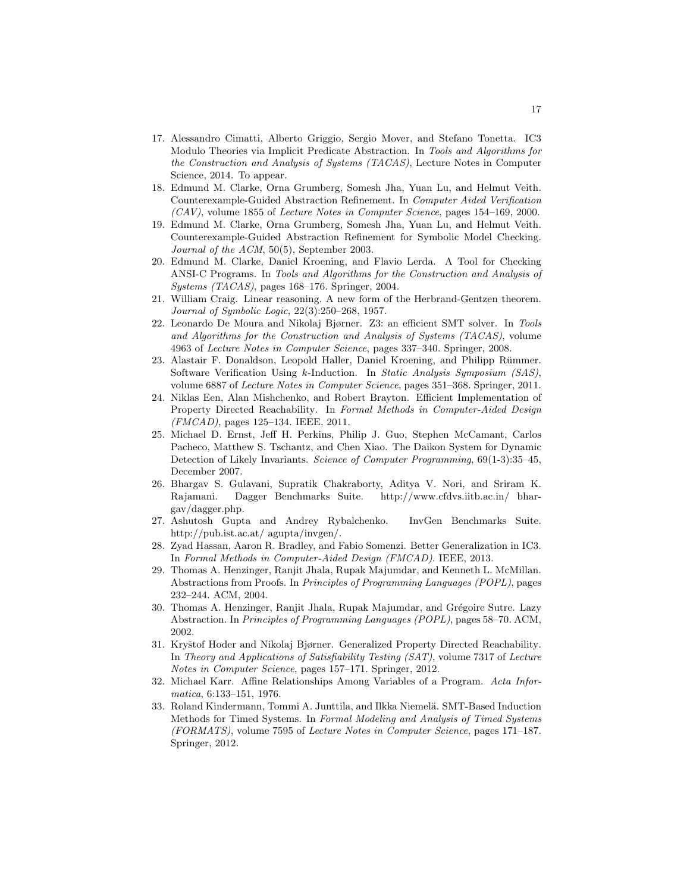17. Alessandro Cimatti, Alberto Griggio, Sergio Mover, and Stefano Tonetta. IC3 Modulo Theories via Implicit Predicate Abstraction. In *Tools and Algorithms for the Construction and Analysis of Systems (TACAS)*, Lecture Notes in Computer Science, 2014. To appear.
18. Edmund M. Clarke, Orna Grumberg, Somesh Jha, Yuan Lu, and Helmut Veith. Counterexample-Guided Abstraction Refinement. In *Computer Aided Verification (CAV)*, volume 1855 of *Lecture Notes in Computer Science*, pages 154–169, 2000.
19. Edmund M. Clarke, Orna Grumberg, Somesh Jha, Yuan Lu, and Helmut Veith. Counterexample-Guided Abstraction Refinement for Symbolic Model Checking. *Journal of the ACM*, 50(5), September 2003.
20. Edmund M. Clarke, Daniel Kroening, and Flavio Lerda. A Tool for Checking ANSI-C Programs. In *Tools and Algorithms for the Construction and Analysis of Systems (TACAS)*, pages 168–176. Springer, 2004.
21. William Craig. Linear reasoning. A new form of the Herbrand-Gentzen theorem. *Journal of Symbolic Logic*, 22(3):250–268, 1957.
22. Leonardo De Moura and Nikolaj Bjørner. Z3: an efficient SMT solver. In *Tools and Algorithms for the Construction and Analysis of Systems (TACAS)*, volume 4963 of *Lecture Notes in Computer Science*, pages 337–340. Springer, 2008.
23. Alastair F. Donaldson, Leopold Haller, Daniel Kroening, and Philipp Rümmer. Software Verification Using $k$-Induction. In *Static Analysis Symposium (SAS)*, volume 6887 of *Lecture Notes in Computer Science*, pages 351–368. Springer, 2011.
24. Niklas Een, Alan Mishchenko, and Robert Brayton. Efficient Implementation of Property Directed Reachability. In *Formal Methods in Computer-Aided Design (FMCAD)*, pages 125–134. IEEE, 2011.
25. Michael D. Ernst, Jeff H. Perkins, Philip J. Guo, Stephen McCamant, Carlos Pacheco, Matthew S. Tschantz, and Chen Xiao. The Daikon System for Dynamic Detection of Likely Invariants. *Science of Computer Programming*, 69(1-3):35–45, December 2007.
26. Bhargav S. Gulavani, Supratik Chakraborty, Aditya V. Nori, and Sriram K. Rajamani. Dagger Benchmarks Suite. http://www.cfdvs.iitb.ac.in/ bhargav/dagger.php.
27. Ashutosh Gupta and Andrey Rybalchenko. InvGen Benchmarks Suite. http://pub.ist.ac.at/ agupta/invgen/.
28. Zyad Hassan, Aaron R. Bradley, and Fabio Somenzi. Better Generalization in IC3. In *Formal Methods in Computer-Aided Design (FMCAD)*. IEEE, 2013.
29. Thomas A. Henzinger, Ranjit Jhala, Rupak Majumdar, and Kenneth L. McMillan. Abstractions from Proofs. In *Principles of Programming Languages (POPL)*, pages 232–244. ACM, 2004.
30. Thomas A. Henzinger, Ranjit Jhala, Rupak Majumdar, and Grégoire Sutre. Lazy Abstraction. In *Principles of Programming Languages (POPL)*, pages 58–70. ACM, 2002.
31. Kryštof Hoder and Nikolaj Bjørner. Generalized Property Directed Reachability. In *Theory and Applications of Satisfiability Testing (SAT)*, volume 7317 of *Lecture Notes in Computer Science*, pages 157–171. Springer, 2012.
32. Michael Karr. Affine Relationships Among Variables of a Program. *Acta Informatica*, 6:133–151, 1976.
33. Roland Kindermann, Tommi A. Junttila, and Ilkka Niemelä. SMT-Based Induction Methods for Timed Systems. In *Formal Modeling and Analysis of Timed Systems (FORMATS)*, volume 7595 of *Lecture Notes in Computer Science*, pages 171–187. Springer, 2012.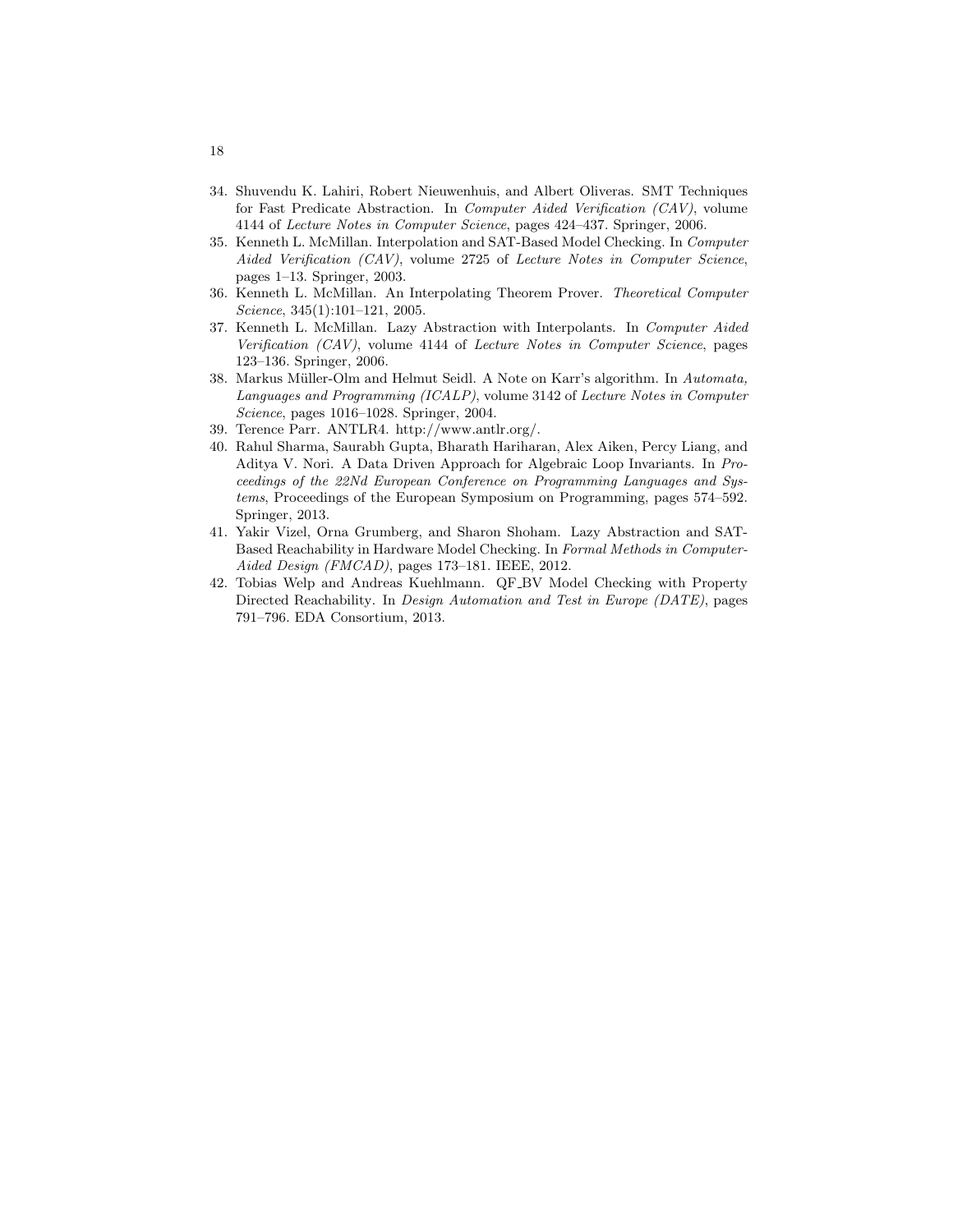34. Shuvendu K. Lahiri, Robert Nieuwenhuis, and Albert Oliveras. SMT Techniques for Fast Predicate Abstraction. In *Computer Aided Verification (CAV)*, volume 4144 of *Lecture Notes in Computer Science*, pages 424–437. Springer, 2006.
35. Kenneth L. McMillan. Interpolation and SAT-Based Model Checking. In *Computer Aided Verification (CAV)*, volume 2725 of *Lecture Notes in Computer Science*, pages 1–13. Springer, 2003.
36. Kenneth L. McMillan. An Interpolating Theorem Prover. *Theoretical Computer Science*, 345(1):101–121, 2005.
37. Kenneth L. McMillan. Lazy Abstraction with Interpolants. In *Computer Aided Verification (CAV)*, volume 4144 of *Lecture Notes in Computer Science*, pages 123–136. Springer, 2006.
38. Markus Müller-Olm and Helmut Seidl. A Note on Karr's algorithm. In *Automata, Languages and Programming (ICALP)*, volume 3142 of *Lecture Notes in Computer Science*, pages 1016–1028. Springer, 2004.
39. Terence Parr. ANTLR4. http://www.antlr.org/.
40. Rahul Sharma, Saurabh Gupta, Bharath Hariharan, Alex Aiken, Percy Liang, and Aditya V. Nori. A Data Driven Approach for Algebraic Loop Invariants. In *Proceedings of the 22Nd European Conference on Programming Languages and Systems*, Proceedings of the European Symposium on Programming, pages 574–592. Springer, 2013.
41. Yakir Vizel, Orna Grumberg, and Sharon Shoham. Lazy Abstraction and SAT-Based Reachability in Hardware Model Checking. In *Formal Methods in Computer-Aided Design (FMCAD)*, pages 173–181. IEEE, 2012.
42. Tobias Welp and Andreas Kuehlmann. QF_BV Model Checking with Property Directed Reachability. In *Design Automation and Test in Europe (DATE)*, pages 791–796. EDA Consortium, 2013.